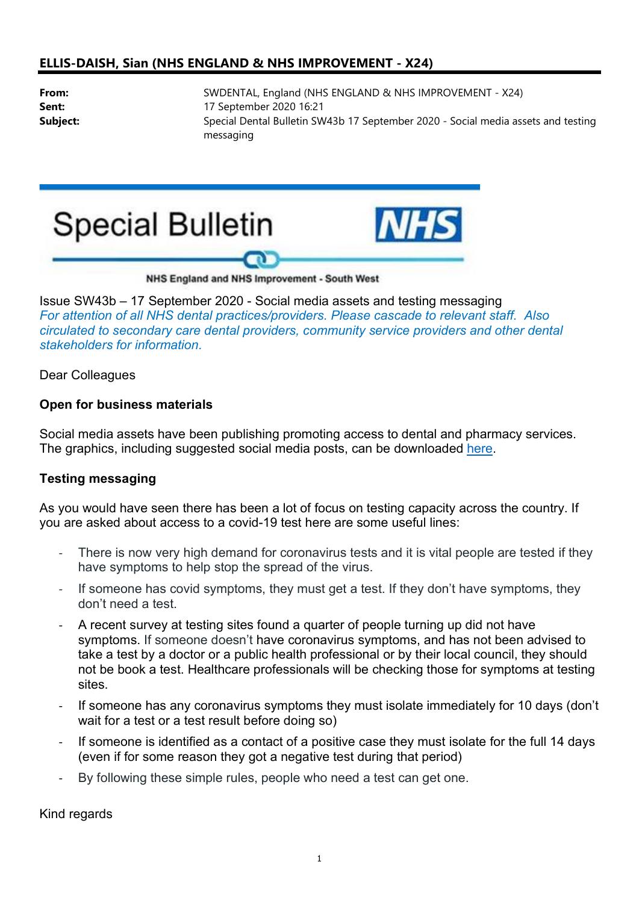**ELLIS-DAISH, Sian (NHS ENGLAND & NHS IMPROVEMENT - X24)**

| | |
|---|---|
| **From:** | SWDENTAL, England (NHS ENGLAND & NHS IMPROVEMENT - X24) |
| **Sent:** | 17 September 2020 16:21 |
| **Subject:** | Special Dental Bulletin SW43b 17 September 2020 - Social media assets and testing messaging |

# Special Bulletin

NHS

NHS England and NHS Improvement - South West

Issue SW43b – 17 September 2020 - Social media assets and testing messaging

*For attention of all NHS dental practices/providers. Please cascade to relevant staff. Also circulated to secondary care dental providers, community service providers and other dental stakeholders for information.*

Dear Colleagues

**Open for business materials**

Social media assets have been publishing promoting access to dental and pharmacy services. The graphics, including suggested social media posts, can be downloaded here.

**Testing messaging**

As you would have seen there has been a lot of focus on testing capacity across the country. If you are asked about access to a covid-19 test here are some useful lines:

- There is now very high demand for coronavirus tests and it is vital people are tested if they have symptoms to help stop the spread of the virus.
- If someone has covid symptoms, they must get a test. If they don't have symptoms, they don't need a test.
- A recent survey at testing sites found a quarter of people turning up did not have symptoms. If someone doesn't have coronavirus symptoms, and has not been advised to take a test by a doctor or a public health professional or by their local council, they should not be book a test. Healthcare professionals will be checking those for symptoms at testing sites.
- If someone has any coronavirus symptoms they must isolate immediately for 10 days (don't wait for a test or a test result before doing so)
- If someone is identified as a contact of a positive case they must isolate for the full 14 days (even if for some reason they got a negative test during that period)
- By following these simple rules, people who need a test can get one.

Kind regards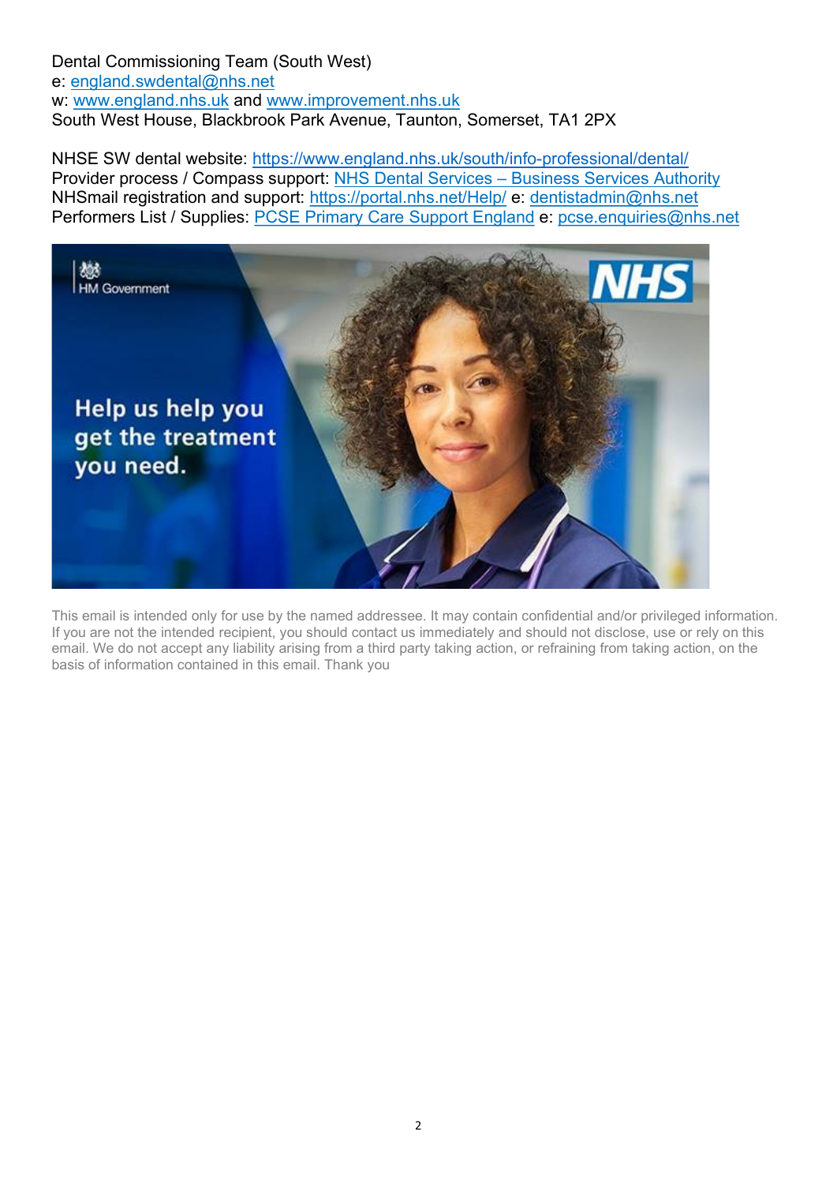Dental Commissioning Team (South West)
e: england.swdental@nhs.net
w: www.england.nhs.uk and www.improvement.nhs.uk
South West House, Blackbrook Park Avenue, Taunton, Somerset, TA1 2PX

NHSE SW dental website: https://www.england.nhs.uk/south/info-professional/dental/
Provider process / Compass support: NHS Dental Services – Business Services Authority
NHSmail registration and support: https://portal.nhs.net/Help/ e: dentistadmin@nhs.net
Performers List / Supplies: PCSE Primary Care Support England e: pcse.enquiries@nhs.net

This email is intended only for use by the named addressee. It may contain confidential and/or privileged information. If you are not the intended recipient, you should contact us immediately and should not disclose, use or rely on this email. We do not accept any liability arising from a third party taking action, or refraining from taking action, on the basis of information contained in this email. Thank you